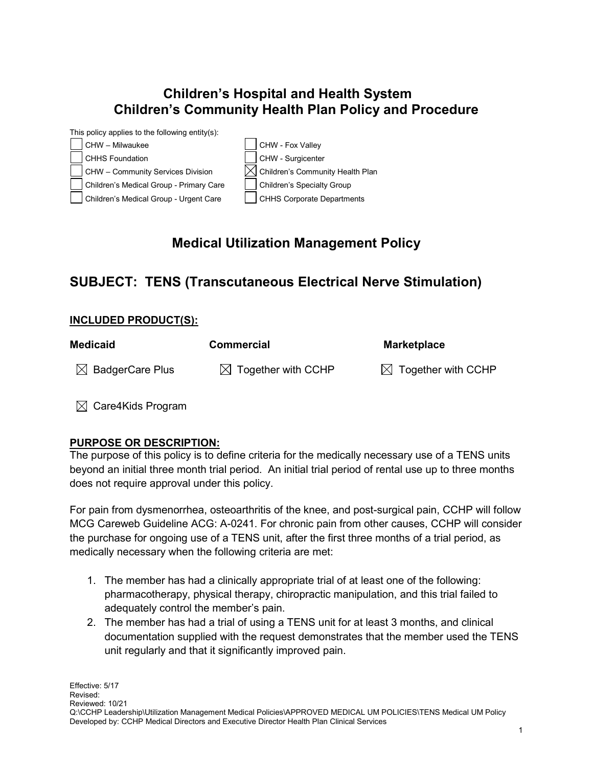# Children's Hospital and Health System
# Children's Community Health Plan Policy and Procedure

This policy applies to the following entity(s):

| | |
|---|---|
| ☐ CHW – Milwaukee | ☐ CHW - Fox Valley |
| ☐ CHHS Foundation | ☐ CHW - Surgicenter |
| ☐ CHW – Community Services Division | ☒ Children's Community Health Plan |
| ☐ Children's Medical Group - Primary Care | ☐ Children's Specialty Group |
| ☐ Children's Medical Group - Urgent Care | ☐ CHHS Corporate Departments |

## Medical Utilization Management Policy

## SUBJECT: TENS (Transcutaneous Electrical Nerve Stimulation)

**INCLUDED PRODUCT(S):**

| Medicaid | Commercial | Marketplace |
|---|---|---|
| ☒ BadgerCare Plus | ☒ Together with CCHP | ☒ Together with CCHP |
| ☒ Care4Kids Program | | |

**PURPOSE OR DESCRIPTION:**

The purpose of this policy is to define criteria for the medically necessary use of a TENS units beyond an initial three month trial period. An initial trial period of rental use up to three months does not require approval under this policy.

For pain from dysmenorrhea, osteoarthritis of the knee, and post-surgical pain, CCHP will follow MCG Careweb Guideline ACG: A-0241. For chronic pain from other causes, CCHP will consider the purchase for ongoing use of a TENS unit, after the first three months of a trial period, as medically necessary when the following criteria are met:

1. The member has had a clinically appropriate trial of at least one of the following: pharmacotherapy, physical therapy, chiropractic manipulation, and this trial failed to adequately control the member's pain.
2. The member has had a trial of using a TENS unit for at least 3 months, and clinical documentation supplied with the request demonstrates that the member used the TENS unit regularly and that it significantly improved pain.

Effective: 5/17
Revised:
Reviewed: 10/21
Q:\CCHP Leadership\Utilization Management Medical Policies\APPROVED MEDICAL UM POLICIES\TENS Medical UM Policy
Developed by: CCHP Medical Directors and Executive Director Health Plan Clinical Services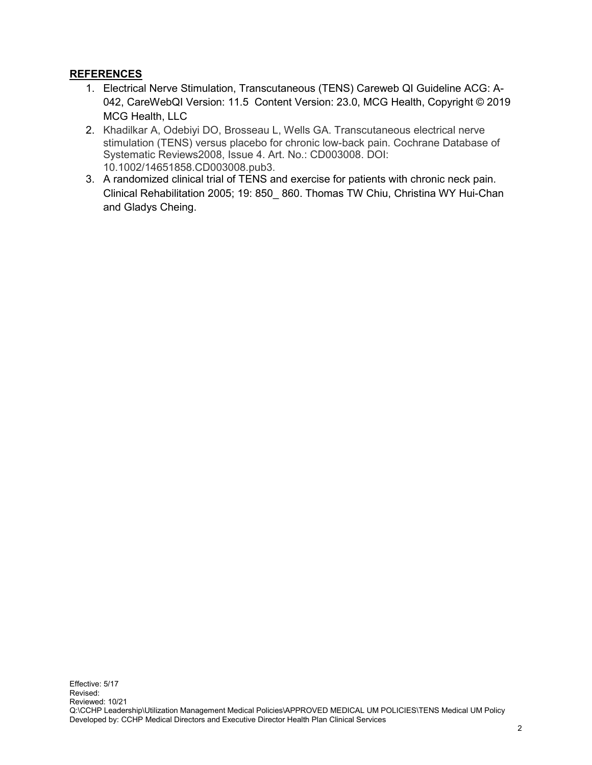## REFERENCES

1. Electrical Nerve Stimulation, Transcutaneous (TENS) Careweb QI Guideline ACG: A-042, CareWebQI Version: 11.5 Content Version: 23.0, MCG Health, Copyright © 2019 MCG Health, LLC
2. Khadilkar A, Odebiyi DO, Brosseau L, Wells GA. Transcutaneous electrical nerve stimulation (TENS) versus placebo for chronic low-back pain. Cochrane Database of Systematic Reviews2008, Issue 4. Art. No.: CD003008. DOI: 10.1002/14651858.CD003008.pub3.
3. A randomized clinical trial of TENS and exercise for patients with chronic neck pain. Clinical Rehabilitation 2005; 19: 850_ 860. Thomas TW Chiu, Christina WY Hui-Chan and Gladys Cheing.

Effective: 5/17
Revised:
Reviewed: 10/21
Q:\CCHP Leadership\Utilization Management Medical Policies\APPROVED MEDICAL UM POLICIES\TENS Medical UM Policy
Developed by: CCHP Medical Directors and Executive Director Health Plan Clinical Services